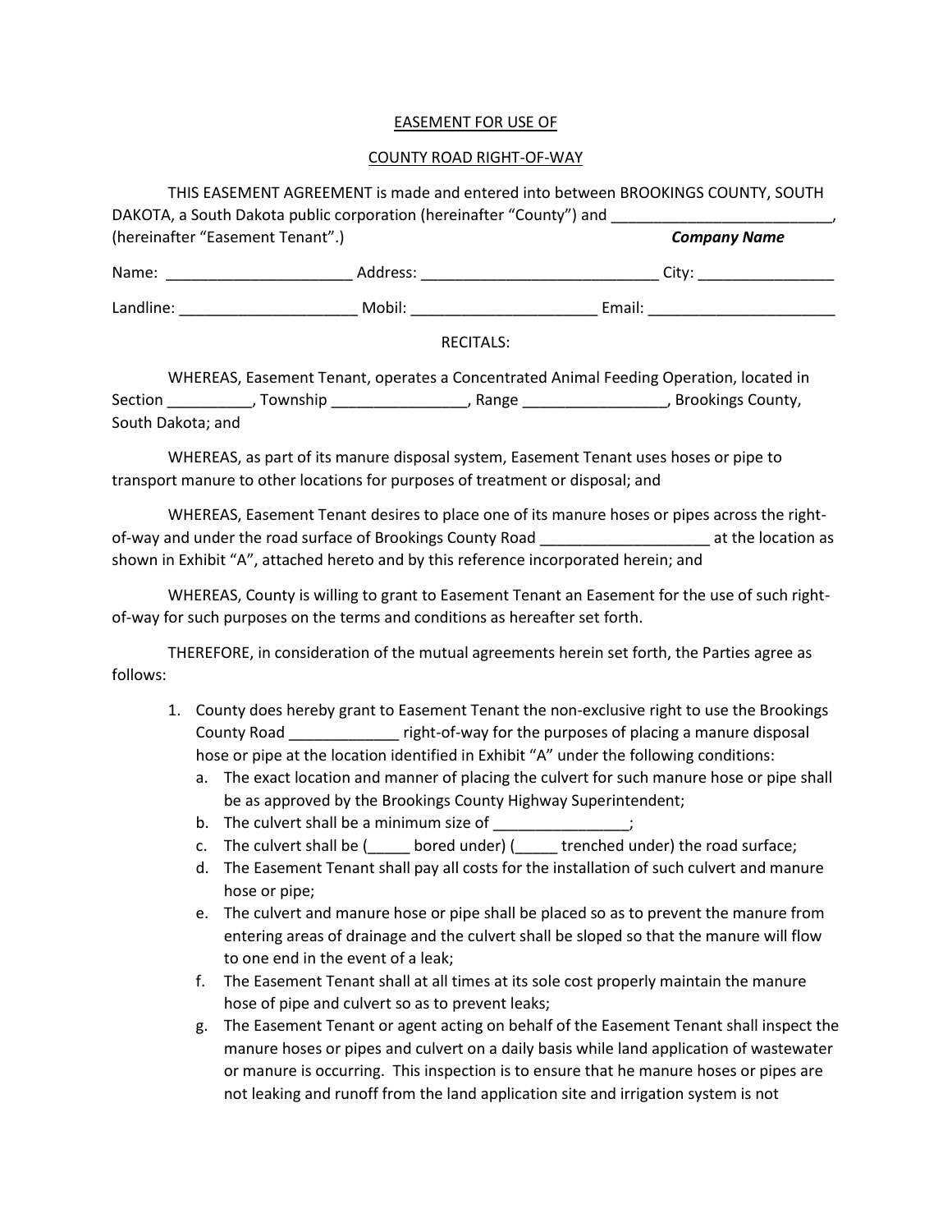EASEMENT FOR USE OF

COUNTY ROAD RIGHT-OF-WAY

THIS EASEMENT AGREEMENT is made and entered into between BROOKINGS COUNTY, SOUTH DAKOTA, a South Dakota public corporation (hereinafter "County") and __________________________, (hereinafter "Easement Tenant".) ***Company Name***

Name: ______________________ Address: ____________________________ City: ________________

Landline: _____________________ Mobil: ______________________ Email: ______________________

RECITALS:

WHEREAS, Easement Tenant, operates a Concentrated Animal Feeding Operation, located in Section __________, Township ________________, Range _________________, Brookings County, South Dakota; and

WHEREAS, as part of its manure disposal system, Easement Tenant uses hoses or pipe to transport manure to other locations for purposes of treatment or disposal; and

WHEREAS, Easement Tenant desires to place one of its manure hoses or pipes across the right-of-way and under the road surface of Brookings County Road ____________________ at the location as shown in Exhibit "A", attached hereto and by this reference incorporated herein; and

WHEREAS, County is willing to grant to Easement Tenant an Easement for the use of such right-of-way for such purposes on the terms and conditions as hereafter set forth.

THEREFORE, in consideration of the mutual agreements herein set forth, the Parties agree as follows:

1. County does hereby grant to Easement Tenant the non-exclusive right to use the Brookings County Road _____________ right-of-way for the purposes of placing a manure disposal hose or pipe at the location identified in Exhibit "A" under the following conditions:
   a. The exact location and manner of placing the culvert for such manure hose or pipe shall be as approved by the Brookings County Highway Superintendent;
   b. The culvert shall be a minimum size of ________________;
   c. The culvert shall be (_____ bored under) (_____ trenched under) the road surface;
   d. The Easement Tenant shall pay all costs for the installation of such culvert and manure hose or pipe;
   e. The culvert and manure hose or pipe shall be placed so as to prevent the manure from entering areas of drainage and the culvert shall be sloped so that the manure will flow to one end in the event of a leak;
   f. The Easement Tenant shall at all times at its sole cost properly maintain the manure hose of pipe and culvert so as to prevent leaks;
   g. The Easement Tenant or agent acting on behalf of the Easement Tenant shall inspect the manure hoses or pipes and culvert on a daily basis while land application of wastewater or manure is occurring. This inspection is to ensure that he manure hoses or pipes are not leaking and runoff from the land application site and irrigation system is not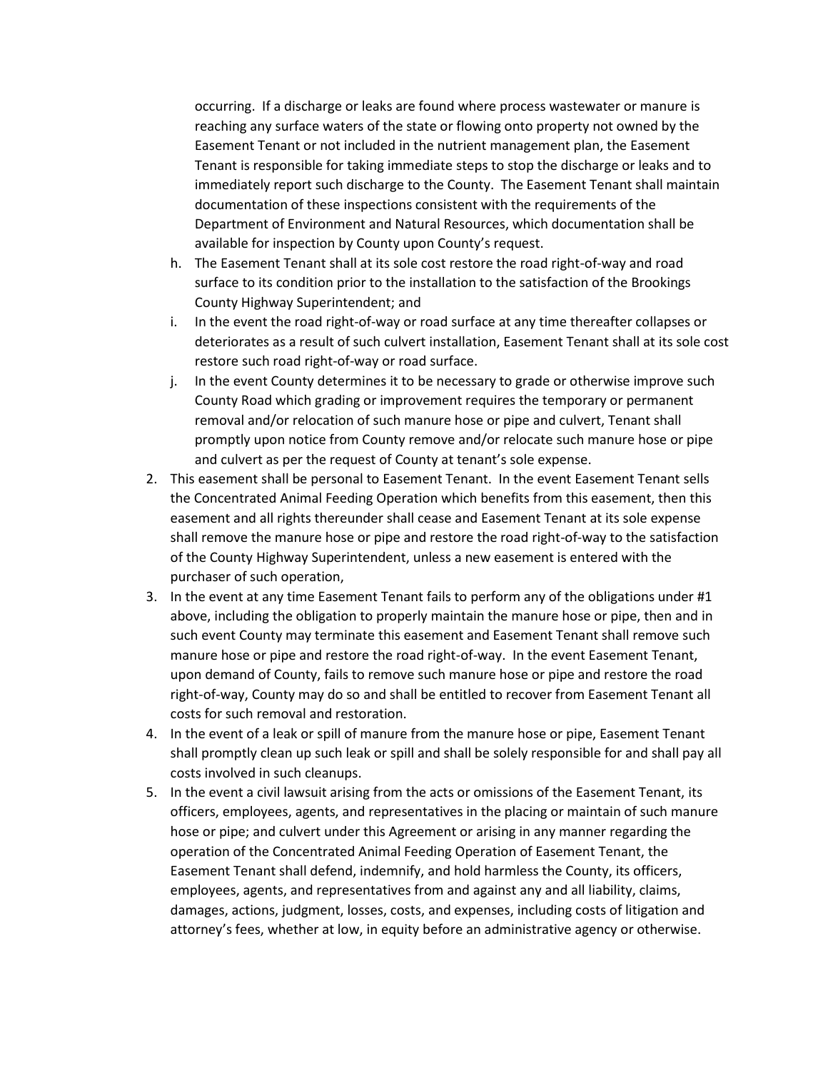occurring. If a discharge or leaks are found where process wastewater or manure is reaching any surface waters of the state or flowing onto property not owned by the Easement Tenant or not included in the nutrient management plan, the Easement Tenant is responsible for taking immediate steps to stop the discharge or leaks and to immediately report such discharge to the County. The Easement Tenant shall maintain documentation of these inspections consistent with the requirements of the Department of Environment and Natural Resources, which documentation shall be available for inspection by County upon County's request.

   h. The Easement Tenant shall at its sole cost restore the road right-of-way and road surface to its condition prior to the installation to the satisfaction of the Brookings County Highway Superintendent; and
   i. In the event the road right-of-way or road surface at any time thereafter collapses or deteriorates as a result of such culvert installation, Easement Tenant shall at its sole cost restore such road right-of-way or road surface.
   j. In the event County determines it to be necessary to grade or otherwise improve such County Road which grading or improvement requires the temporary or permanent removal and/or relocation of such manure hose or pipe and culvert, Tenant shall promptly upon notice from County remove and/or relocate such manure hose or pipe and culvert as per the request of County at tenant's sole expense.

2. This easement shall be personal to Easement Tenant. In the event Easement Tenant sells the Concentrated Animal Feeding Operation which benefits from this easement, then this easement and all rights thereunder shall cease and Easement Tenant at its sole expense shall remove the manure hose or pipe and restore the road right-of-way to the satisfaction of the County Highway Superintendent, unless a new easement is entered with the purchaser of such operation,
3. In the event at any time Easement Tenant fails to perform any of the obligations under #1 above, including the obligation to properly maintain the manure hose or pipe, then and in such event County may terminate this easement and Easement Tenant shall remove such manure hose or pipe and restore the road right-of-way. In the event Easement Tenant, upon demand of County, fails to remove such manure hose or pipe and restore the road right-of-way, County may do so and shall be entitled to recover from Easement Tenant all costs for such removal and restoration.
4. In the event of a leak or spill of manure from the manure hose or pipe, Easement Tenant shall promptly clean up such leak or spill and shall be solely responsible for and shall pay all costs involved in such cleanups.
5. In the event a civil lawsuit arising from the acts or omissions of the Easement Tenant, its officers, employees, agents, and representatives in the placing or maintain of such manure hose or pipe; and culvert under this Agreement or arising in any manner regarding the operation of the Concentrated Animal Feeding Operation of Easement Tenant, the Easement Tenant shall defend, indemnify, and hold harmless the County, its officers, employees, agents, and representatives from and against any and all liability, claims, damages, actions, judgment, losses, costs, and expenses, including costs of litigation and attorney's fees, whether at low, in equity before an administrative agency or otherwise.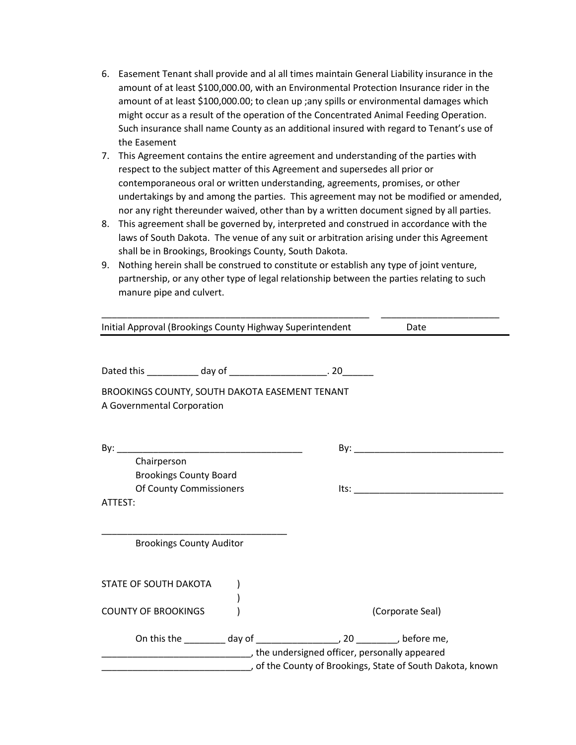6. Easement Tenant shall provide and al all times maintain General Liability insurance in the amount of at least $100,000.00, with an Environmental Protection Insurance rider in the amount of at least $100,000.00; to clean up ;any spills or environmental damages which might occur as a result of the operation of the Concentrated Animal Feeding Operation. Such insurance shall name County as an additional insured with regard to Tenant's use of the Easement
7. This Agreement contains the entire agreement and understanding of the parties with respect to the subject matter of this Agreement and supersedes all prior or contemporaneous oral or written understanding, agreements, promises, or other undertakings by and among the parties. This agreement may not be modified or amended, nor any right thereunder waived, other than by a written document signed by all parties.
8. This agreement shall be governed by, interpreted and construed in accordance with the laws of South Dakota. The venue of any suit or arbitration arising under this Agreement shall be in Brookings, Brookings County, South Dakota.
9. Nothing herein shall be construed to constitute or establish any type of joint venture, partnership, or any other type of legal relationship between the parties relating to such manure pipe and culvert.

_______________________________________________________ ________________________

Initial Approval (Brookings County Highway Superintendent Date

Dated this __________ day of ___________________. 20______

BROOKINGS COUNTY, SOUTH DAKOTA EASEMENT TENANT
A Governmental Corporation

By: _____________________________________ By: ______________________________

Chairperson
Brookings County Board
Of County Commissioners Its: ______________________________

ATTEST:

_____________________________________
Brookings County Auditor

STATE OF SOUTH DAKOTA )
)
COUNTY OF BROOKINGS ) (Corporate Seal)

On this the ________ day of ________________, 20 ________, before me, _____________________________, the undersigned officer, personally appeared _____________________________, of the County of Brookings, State of South Dakota, known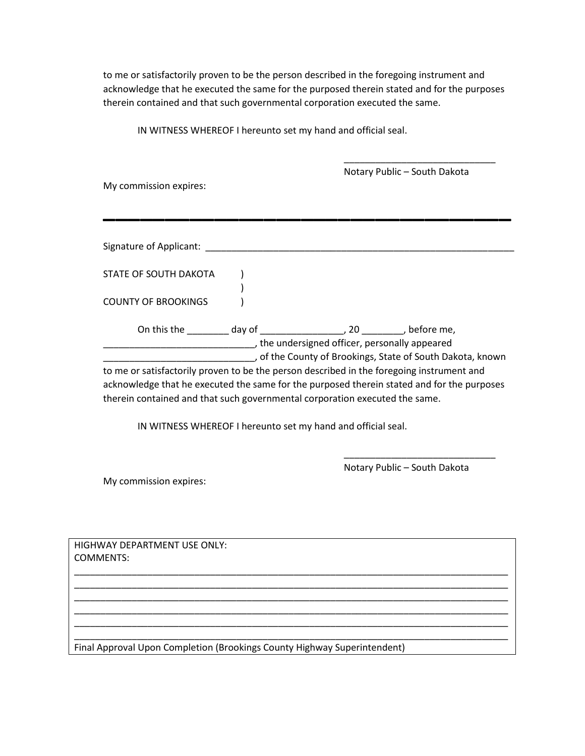to me or satisfactorily proven to be the person described in the foregoing instrument and acknowledge that he executed the same for the purposed therein stated and for the purposes therein contained and that such governmental corporation executed the same.

IN WITNESS WHEREOF I hereunto set my hand and official seal.

_____________________________
Notary Public – South Dakota

My commission expires:

---

Signature of Applicant: ______________________________________________________________

STATE OF SOUTH DAKOTA )
)
COUNTY OF BROOKINGS )

On this the ________ day of ________________, 20 ________, before me, _____________________________, the undersigned officer, personally appeared _____________________________, of the County of Brookings, State of South Dakota, known to me or satisfactorily proven to be the person described in the foregoing instrument and acknowledge that he executed the same for the purposed therein stated and for the purposes therein contained and that such governmental corporation executed the same.

IN WITNESS WHEREOF I hereunto set my hand and official seal.

_____________________________
Notary Public – South Dakota

My commission expires:

HIGHWAY DEPARTMENT USE ONLY:
COMMENTS:
_____________________________________________________________________________________
_____________________________________________________________________________________
_____________________________________________________________________________________
_____________________________________________________________________________________
_____________________________________________________________________________________
_____________________________________________________________________________________
Final Approval Upon Completion (Brookings County Highway Superintendent)